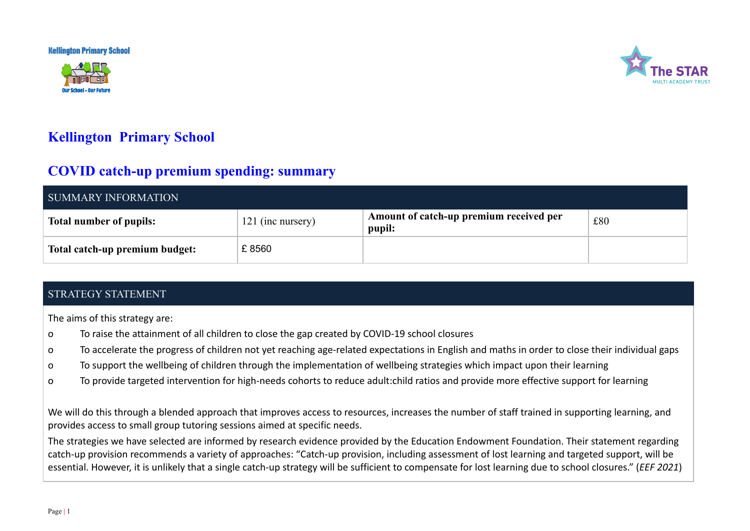Kellington Primary School

Our School - Our Future

The STAR MULTI ACADEMY TRUST

# Kellington Primary School

## COVID catch-up premium spending: summary

| SUMMARY INFORMATION | | | |
|---|---|---|---|
| **Total number of pupils:** | 121 (inc nursery) | **Amount of catch-up premium received per pupil:** | £80 |
| **Total catch-up premium budget:** | £ 8560 | | |

| STRATEGY STATEMENT |
|---|

The aims of this strategy are:

- To raise the attainment of all children to close the gap created by COVID-19 school closures
- To accelerate the progress of children not yet reaching age-related expectations in English and maths in order to close their individual gaps
- To support the wellbeing of children through the implementation of wellbeing strategies which impact upon their learning
- To provide targeted intervention for high-needs cohorts to reduce adult:child ratios and provide more effective support for learning

We will do this through a blended approach that improves access to resources, increases the number of staff trained in supporting learning, and provides access to small group tutoring sessions aimed at specific needs.

The strategies we have selected are informed by research evidence provided by the Education Endowment Foundation. Their statement regarding catch-up provision recommends a variety of approaches: "Catch-up provision, including assessment of lost learning and targeted support, will be essential. However, it is unlikely that a single catch-up strategy will be sufficient to compensate for lost learning due to school closures." (*EEF 2021*)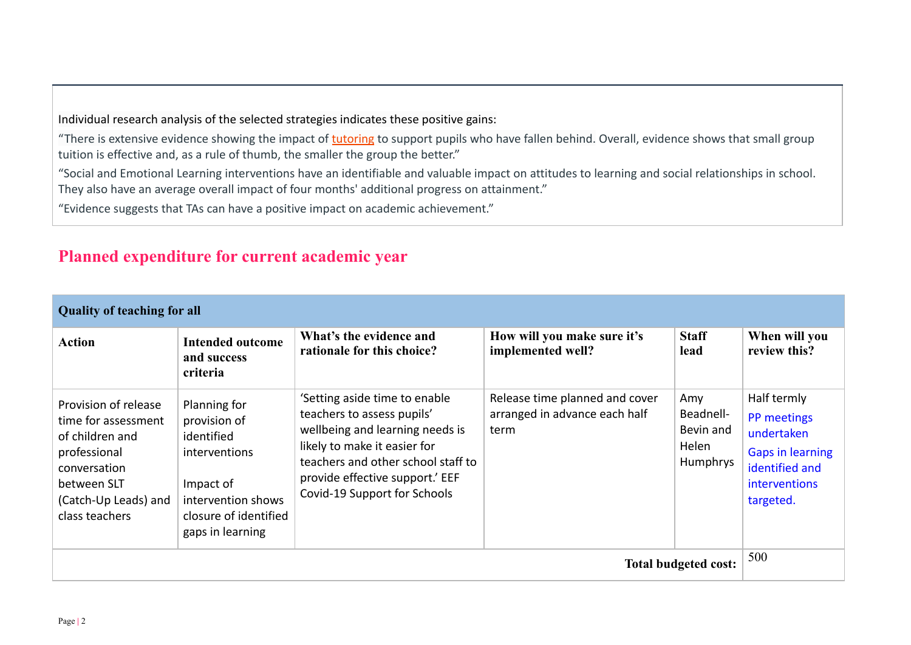Individual research analysis of the selected strategies indicates these positive gains:

"There is extensive evidence showing the impact of tutoring to support pupils who have fallen behind. Overall, evidence shows that small group tuition is effective and, as a rule of thumb, the smaller the group the better."

"Social and Emotional Learning interventions have an identifiable and valuable impact on attitudes to learning and social relationships in school. They also have an average overall impact of four months' additional progress on attainment."

"Evidence suggests that TAs can have a positive impact on academic achievement."

## Planned expenditure for current academic year

| **Quality of teaching for all** | | | | | |
|---|---|---|---|---|---|
| **Action** | **Intended outcome and success criteria** | **What's the evidence and rationale for this choice?** | **How will you make sure it's implemented well?** | **Staff lead** | **When will you review this?** |
| Provision of release time for assessment of children and professional conversation between SLT (Catch-Up Leads) and class teachers | Planning for provision of identified interventions<br><br>Impact of intervention shows closure of identified gaps in learning | 'Setting aside time to enable teachers to assess pupils' wellbeing and learning needs is likely to make it easier for teachers and other school staff to provide effective support.' EEF Covid-19 Support for Schools | Release time planned and cover arranged in advance each half term | Amy Beadnell-Bevin and Helen Humphrys | Half termly<br>PP meetings undertaken<br>Gaps in learning identified and interventions targeted. |
| | | | | **Total budgeted cost:** | 500 |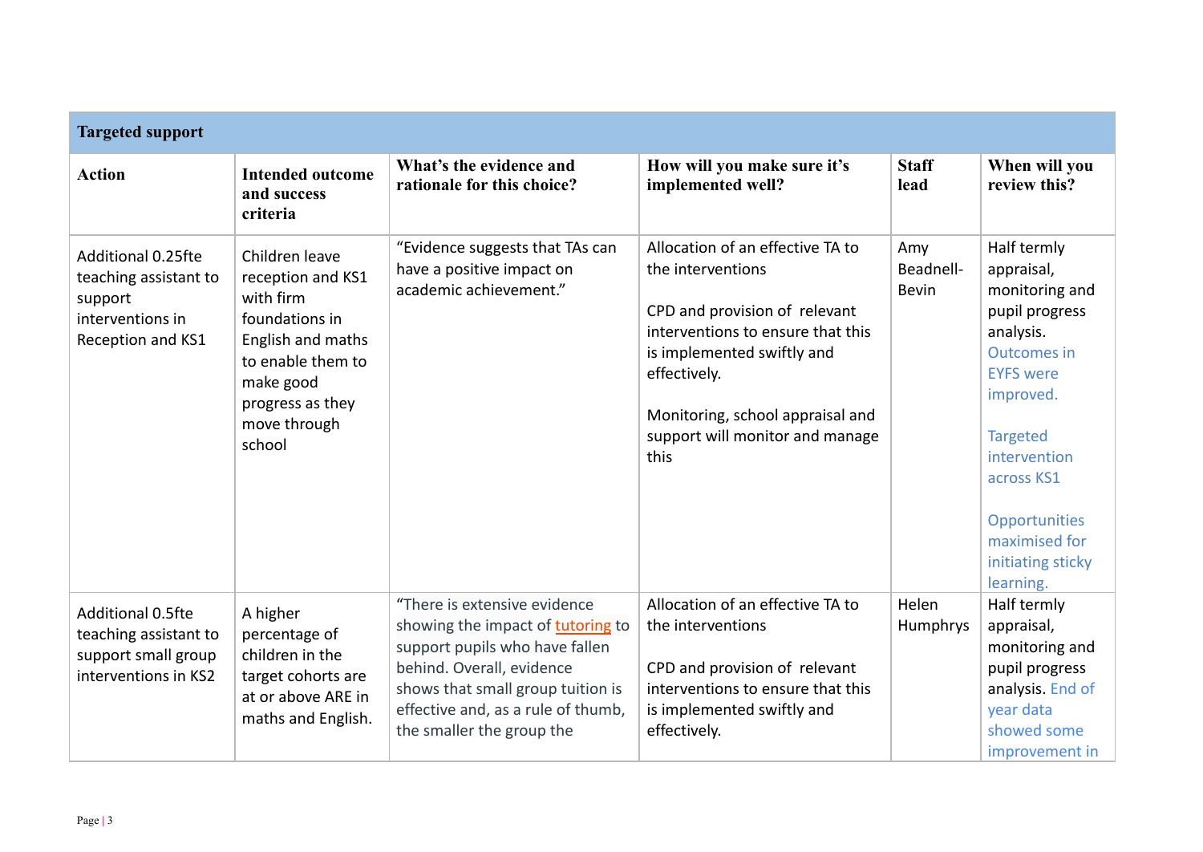| Targeted support | | | | | |
|---|---|---|---|---|---|
| **Action** | **Intended outcome and success criteria** | **What's the evidence and rationale for this choice?** | **How will you make sure it's implemented well?** | **Staff lead** | **When will you review this?** |
| Additional 0.25fte teaching assistant to support interventions in Reception and KS1 | Children leave reception and KS1 with firm foundations in English and maths to enable them to make good progress as they move through school | "Evidence suggests that TAs can have a positive impact on academic achievement." | Allocation of an effective TA to the interventions<br><br>CPD and provision of relevant interventions to ensure that this is implemented swiftly and effectively.<br><br>Monitoring, school appraisal and support will monitor and manage this | Amy Beadnell-Bevin | Half termly appraisal, monitoring and pupil progress analysis. Outcomes in EYFS were improved.<br><br>Targeted intervention across KS1<br><br>Opportunities maximised for initiating sticky learning. |
| Additional 0.5fte teaching assistant to support small group interventions in KS2 | A higher percentage of children in the target cohorts are at or above ARE in maths and English. | "There is extensive evidence showing the impact of tutoring to support pupils who have fallen behind. Overall, evidence shows that small group tuition is effective and, as a rule of thumb, the smaller the group the | Allocation of an effective TA to the interventions<br><br>CPD and provision of relevant interventions to ensure that this is implemented swiftly and effectively. | Helen Humphrys | Half termly appraisal, monitoring and pupil progress analysis. End of year data showed some improvement in |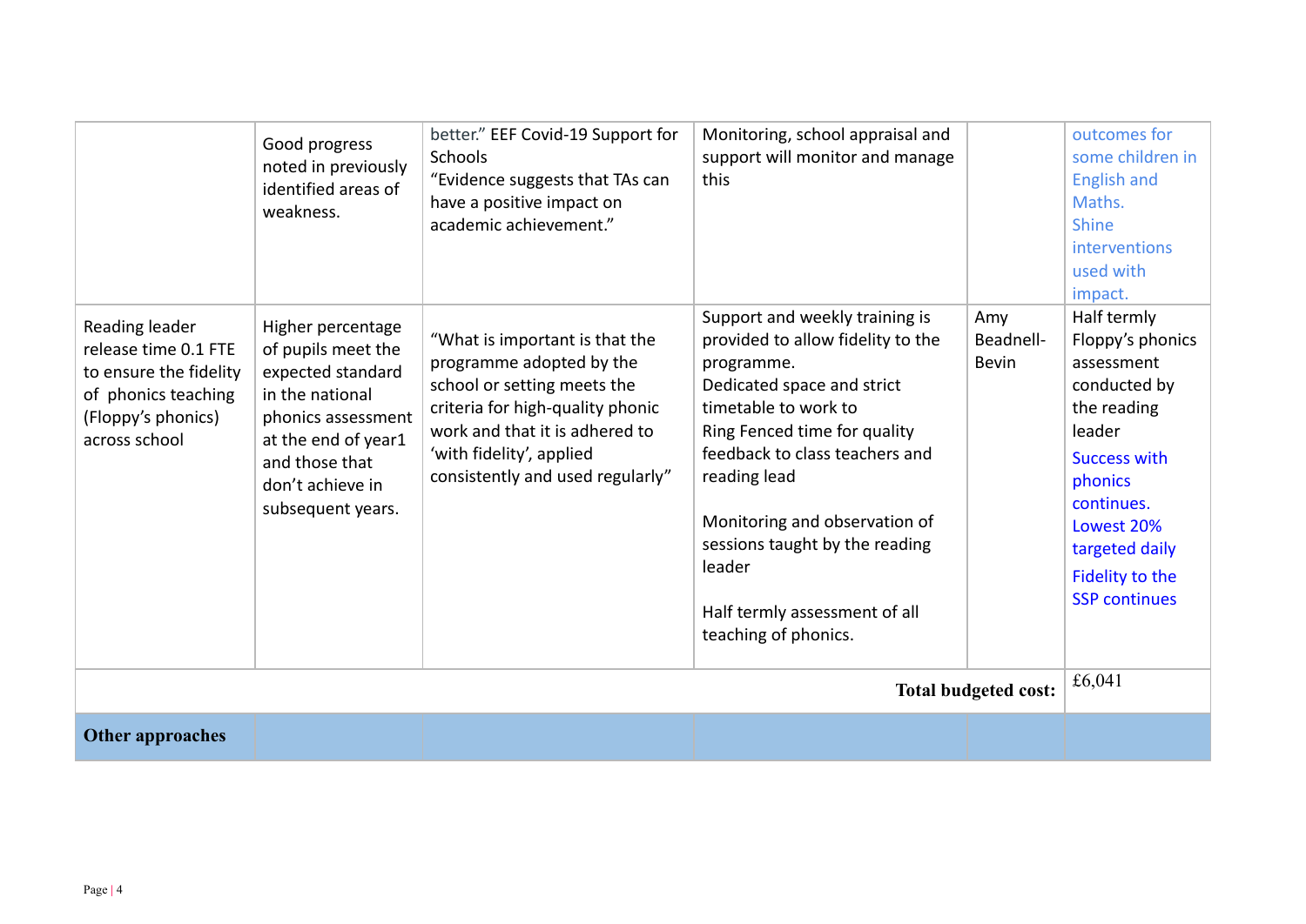| | | | | | |
|---|---|---|---|---|---|
| | Good progress noted in previously identified areas of weakness. | better." EEF Covid-19 Support for Schools<br>"Evidence suggests that TAs can have a positive impact on academic achievement." | Monitoring, school appraisal and support will monitor and manage this | | outcomes for some children in English and Maths.<br>Shine interventions used with impact. |
| Reading leader release time 0.1 FTE to ensure the fidelity of phonics teaching (Floppy's phonics) across school | Higher percentage of pupils meet the expected standard in the national phonics assessment at the end of year1 and those that don't achieve in subsequent years. | "What is important is that the programme adopted by the school or setting meets the criteria for high-quality phonic work and that it is adhered to 'with fidelity', applied consistently and used regularly" | Support and weekly training is provided to allow fidelity to the programme.<br>Dedicated space and strict timetable to work to<br>Ring Fenced time for quality feedback to class teachers and reading lead<br><br>Monitoring and observation of sessions taught by the reading leader<br><br>Half termly assessment of all teaching of phonics. | Amy Beadnell-Bevin | Half termly Floppy's phonics assessment conducted by the reading leader<br>Success with phonics continues. Lowest 20% targeted daily<br>Fidelity to the SSP continues |
| | | | | **Total budgeted cost:** | £6,041 |
| **Other approaches** | | | | | |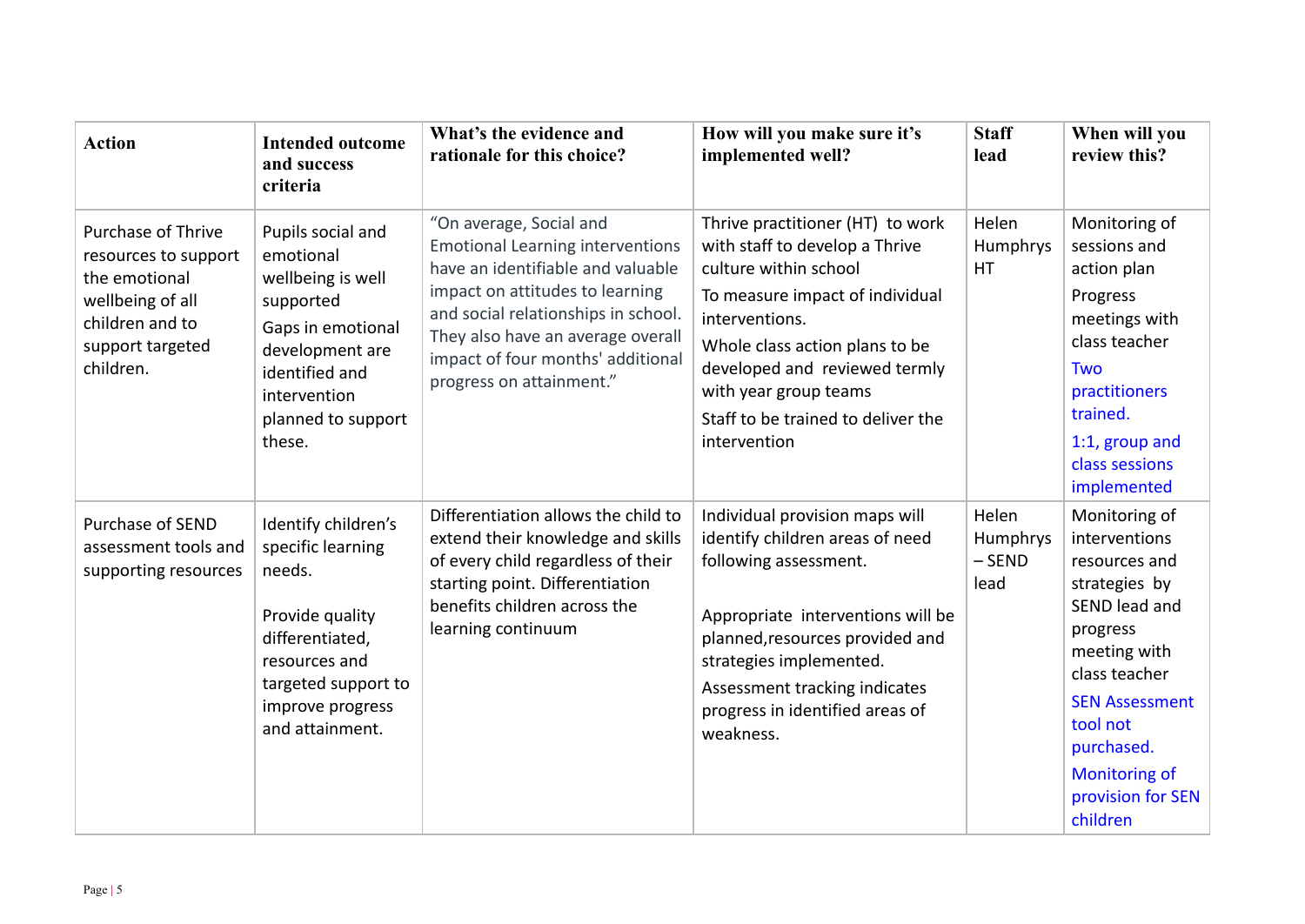| Action | Intended outcome and success criteria | What's the evidence and rationale for this choice? | How will you make sure it's implemented well? | Staff lead | When will you review this? |
|---|---|---|---|---|---|
| Purchase of Thrive resources to support the emotional wellbeing of all children and to support targeted children. | Pupils social and emotional wellbeing is well supported<br>Gaps in emotional development are identified and intervention planned to support these. | "On average, Social and Emotional Learning interventions have an identifiable and valuable impact on attitudes to learning and social relationships in school. They also have an average overall impact of four months' additional progress on attainment." | Thrive practitioner (HT) to work with staff to develop a Thrive culture within school<br>To measure impact of individual interventions.<br>Whole class action plans to be developed and reviewed termly with year group teams<br>Staff to be trained to deliver the intervention | Helen Humphrys HT | Monitoring of sessions and action plan<br>Progress meetings with class teacher<br>Two practitioners trained.<br>1:1, group and class sessions implemented |
| Purchase of SEND assessment tools and supporting resources | Identify children's specific learning needs.<br><br>Provide quality differentiated, resources and targeted support to improve progress and attainment. | Differentiation allows the child to extend their knowledge and skills of every child regardless of their starting point. Differentiation benefits children across the learning continuum | Individual provision maps will identify children areas of need following assessment.<br><br>Appropriate interventions will be planned,resources provided and strategies implemented.<br>Assessment tracking indicates progress in identified areas of weakness. | Helen Humphrys – SEND lead | Monitoring of interventions resources and strategies by SEND lead and progress meeting with class teacher<br>SEN Assessment tool not purchased.<br>Monitoring of provision for SEN children |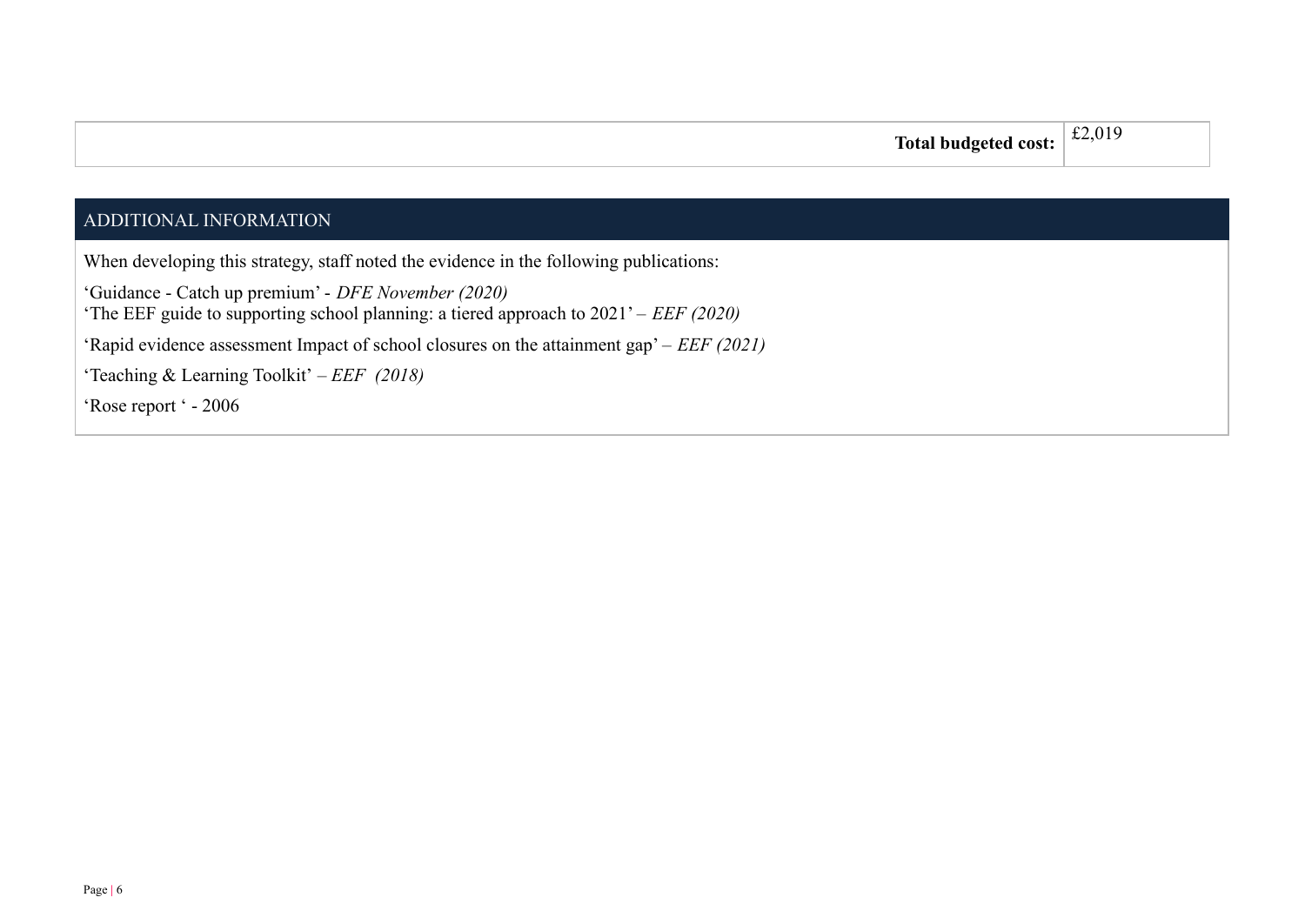| | |
|---|---|
| **Total budgeted cost:** | £2,019 |

## ADDITIONAL INFORMATION

When developing this strategy, staff noted the evidence in the following publications:

'Guidance - Catch up premium' - *DFE November (2020)*
'The EEF guide to supporting school planning: a tiered approach to 2021' – *EEF (2020)*

'Rapid evidence assessment Impact of school closures on the attainment gap' – *EEF (2021)*

'Teaching & Learning Toolkit' – *EEF (2018)*

'Rose report ' - 2006